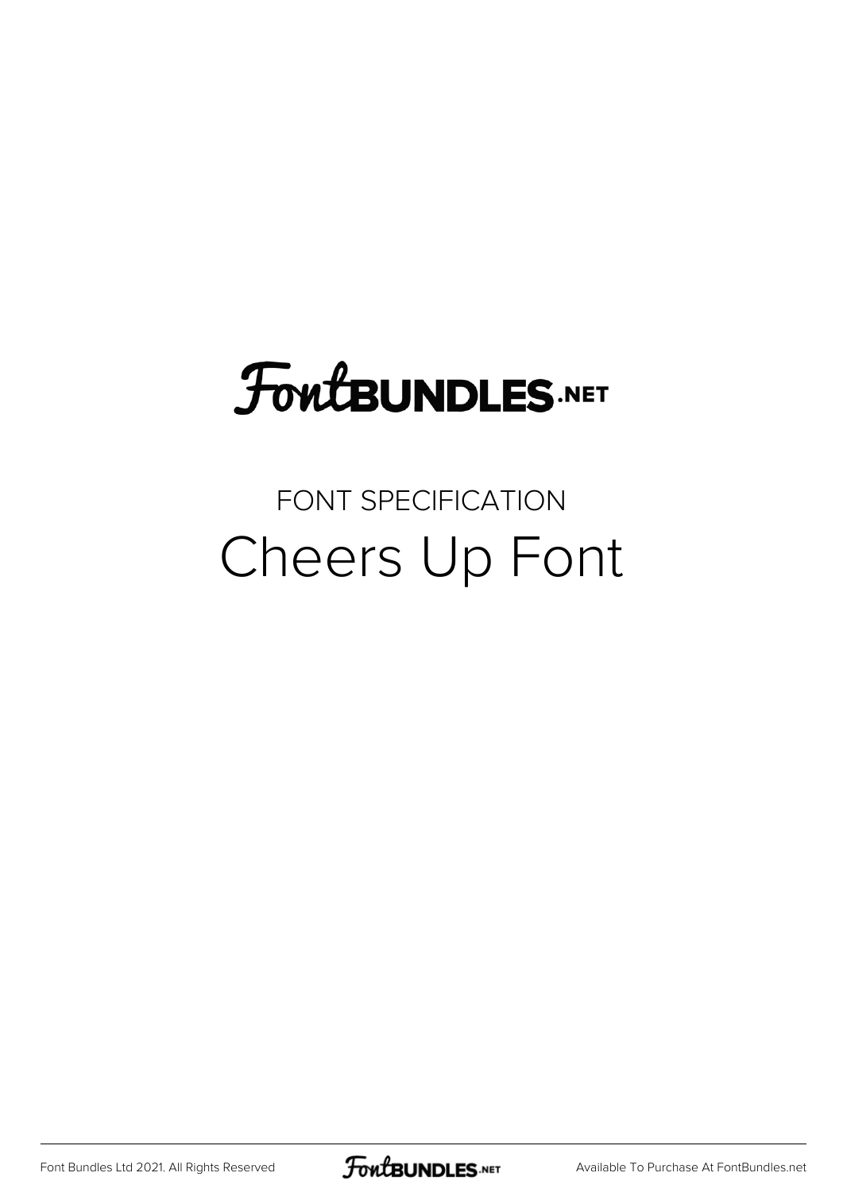# FontBUNDLES.NET

FONT SPECIFICATION

## Cheers Up Font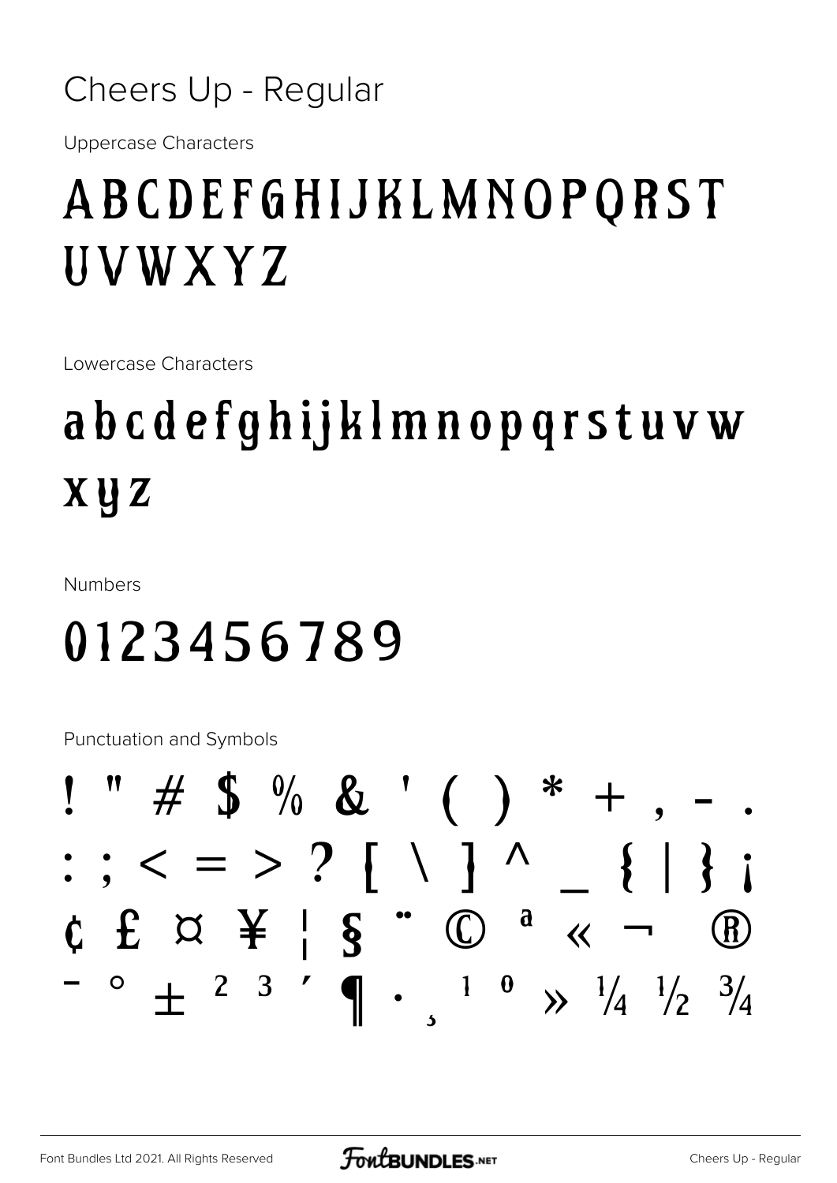# Cheers Up - Regular

Uppercase Characters

ABCDEFGHIJKLMNOPQRST
UVWXYZ

Lowercase Characters

abcdefghijklmnopqrstuvw
xyz

Numbers

0123456789

Punctuation and Symbols

! " # $ % & ' ( ) * + , - .
: ; < = > ? [ \ ] ^ _ { | } ¡
¢ £ ¤ ¥ ¦ § ¨ © ª « ¬ ®
¯ ° ± ² ³ ´ ¶ · ¸ ¹ º » ¼ ½ ¾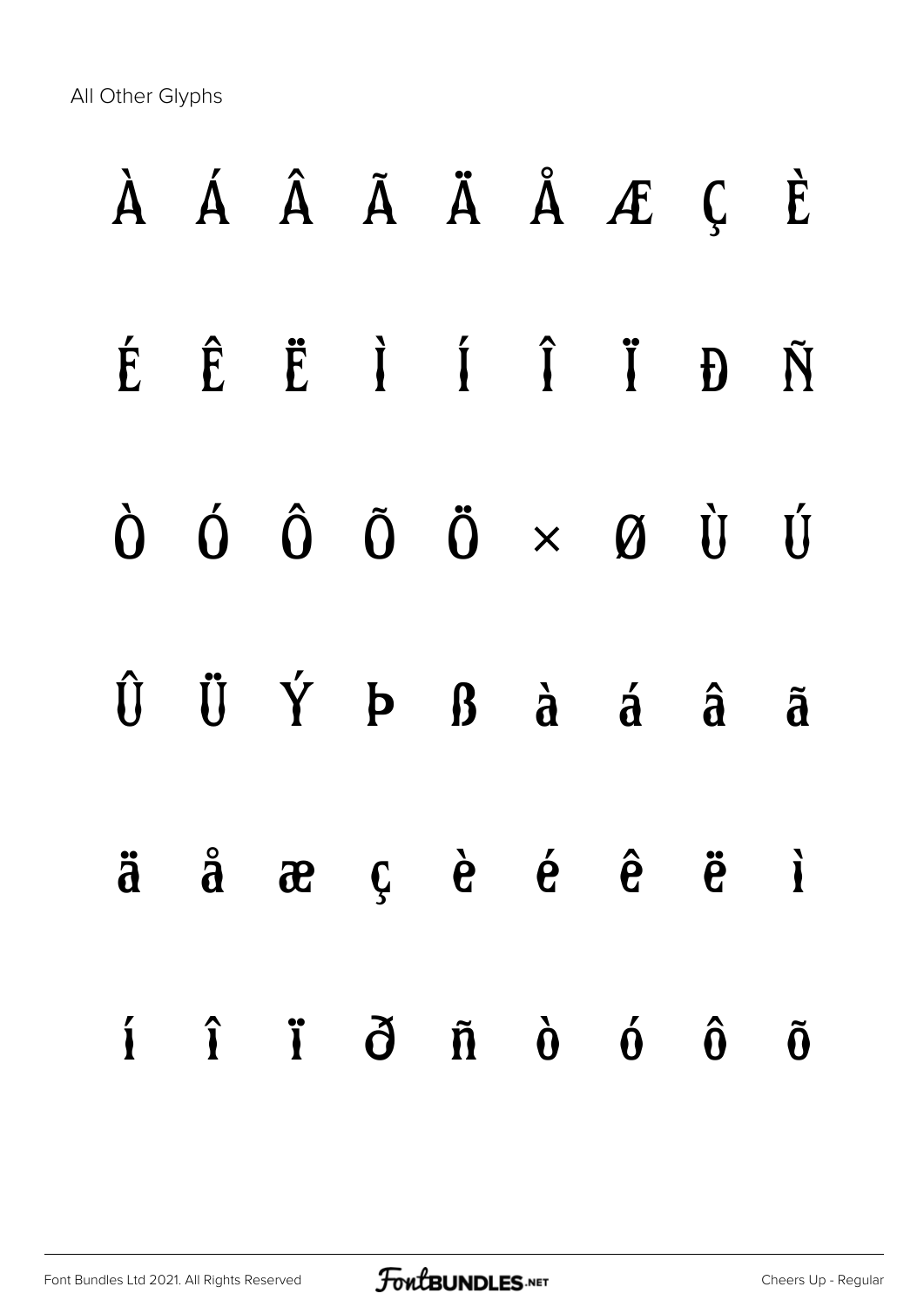All Other Glyphs

À Á Â Ã Ä Å Æ Ç È

É Ê Ë Ì Í Î Ï Ð Ñ

Ò Ó Ô Õ Ö × Ø Ù Ú

Û Ü Ý Þ ß à á â ã

ä å æ ç è é ê ë ì

í î ï ð ñ ò ó ô õ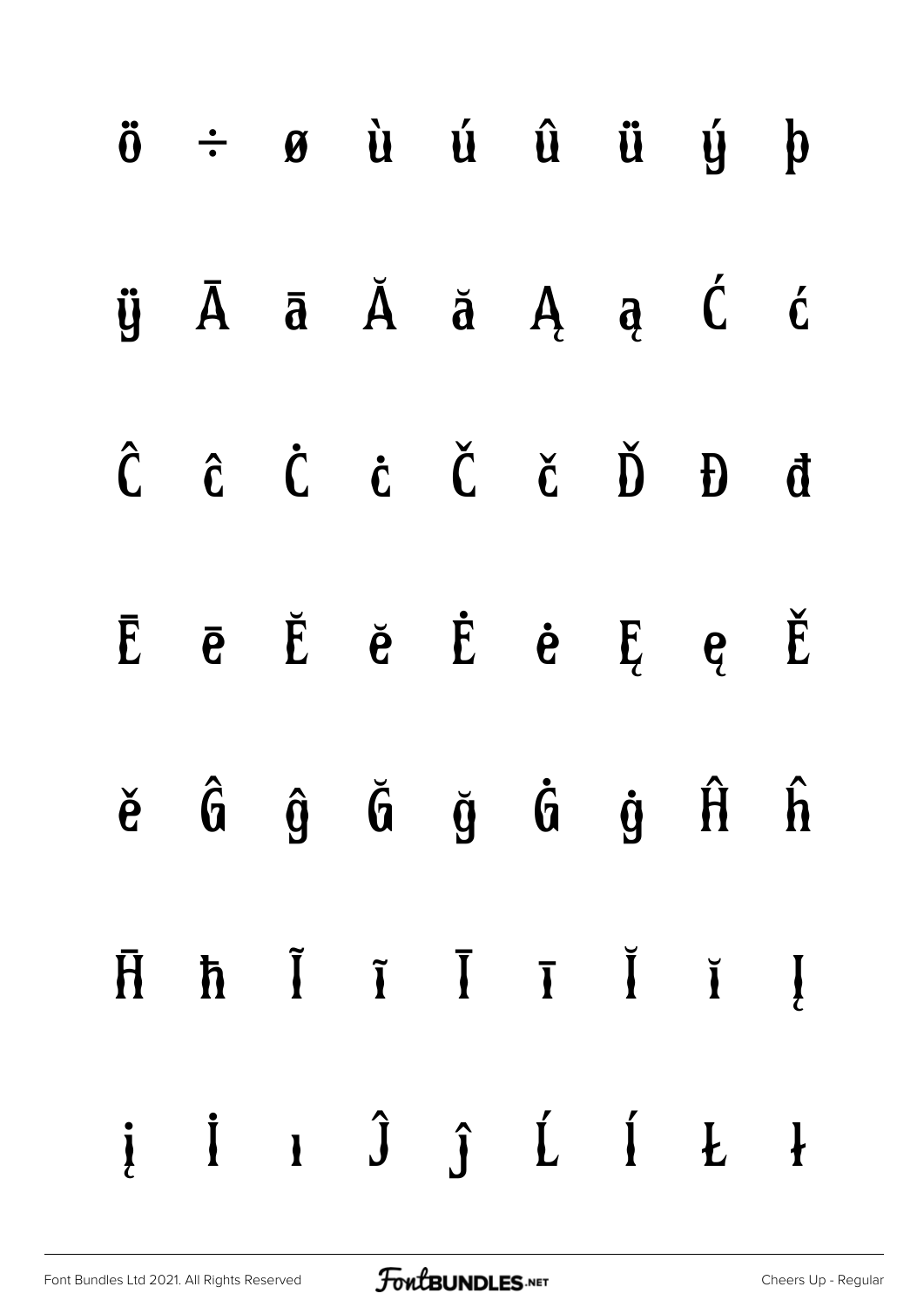ö ÷ ø ù ú û ü ý þ

ÿ Ā ā Ă ă Ą ą Ć ć

Ĉ ĉ Ċ ċ Č č Ď Đ đ

Ē ē Ĕ ĕ Ė ė Ę ę Ě

ě Ĝ ĝ Ğ ğ Ġ ġ Ĥ ĥ

Ħ ħ Ĩ ĩ Ī ī Ĭ ĭ Į

į İ ı Ĵ ĵ Ĺ ĺ Ł ł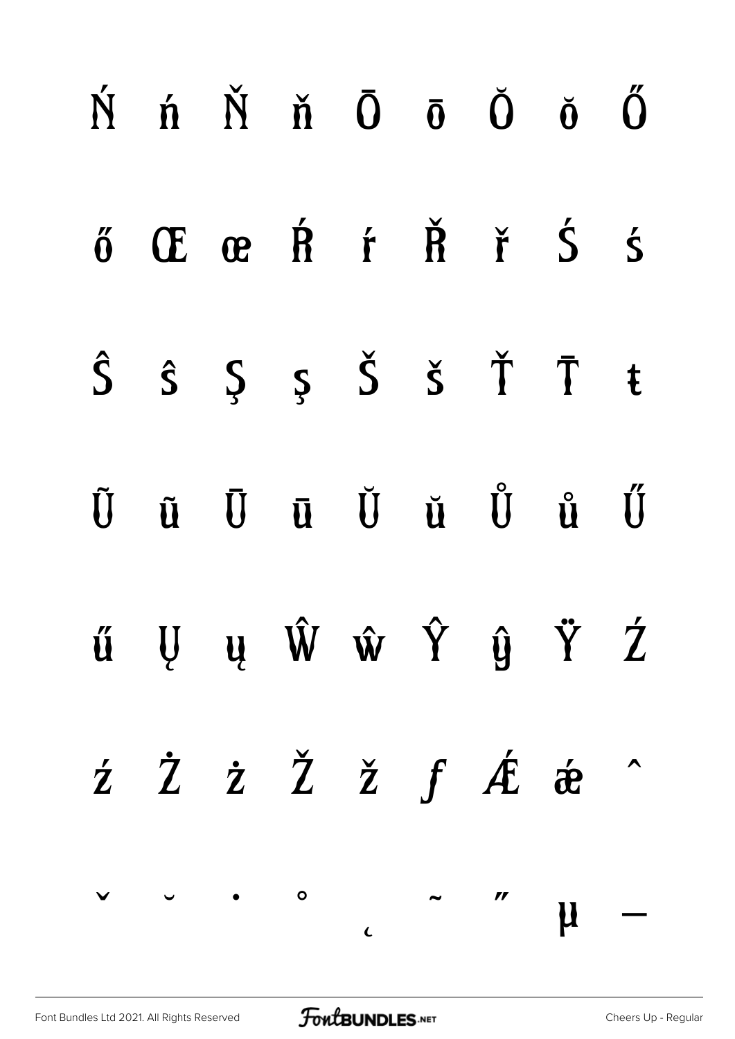Ń ń Ň ň Ō ō Ŏ ŏ Ő

ő Œ œ Ŕ ŕ Ř ř Ś ś

Ŝ ŝ Ş ş Š š Ť Ŧ ŧ

Ũ ũ Ū ū Ŭ ŭ Ů ů Ű

ű Ų ų Ŵ ŵ Ŷ ŷ Ÿ Ź

ź Ż ż Ž ž ƒ Ǽ ǽ ˆ

ˇ ˘ ˙ ˚ ˛ ˜ ˝ µ —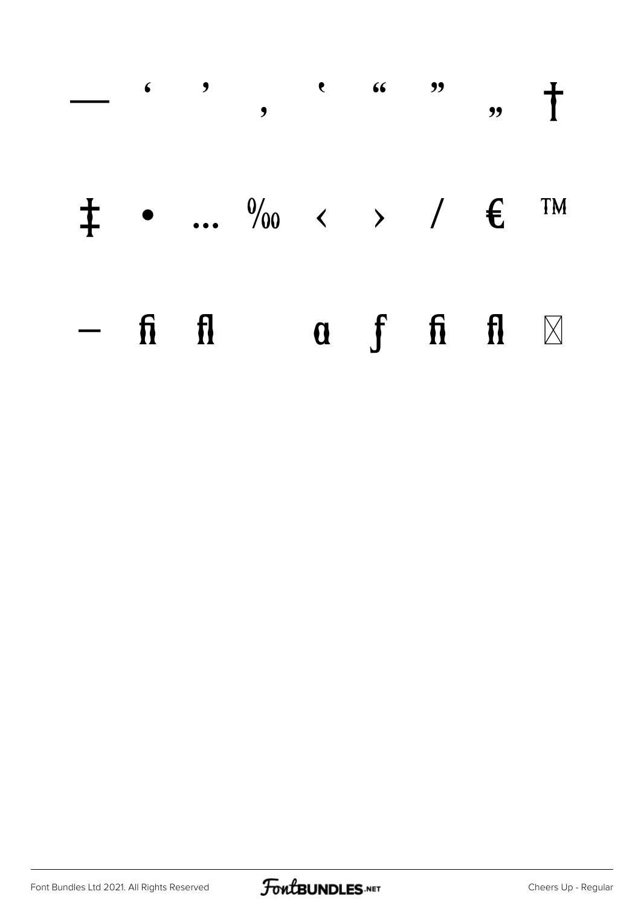— ‘ ’ ‚ ‛ “ ” „ †

‡ • … ‰ ‹ › ⁄ € ™

− ﬁ ﬂ ɑ ʃ ﬁ ﬂ ⊠